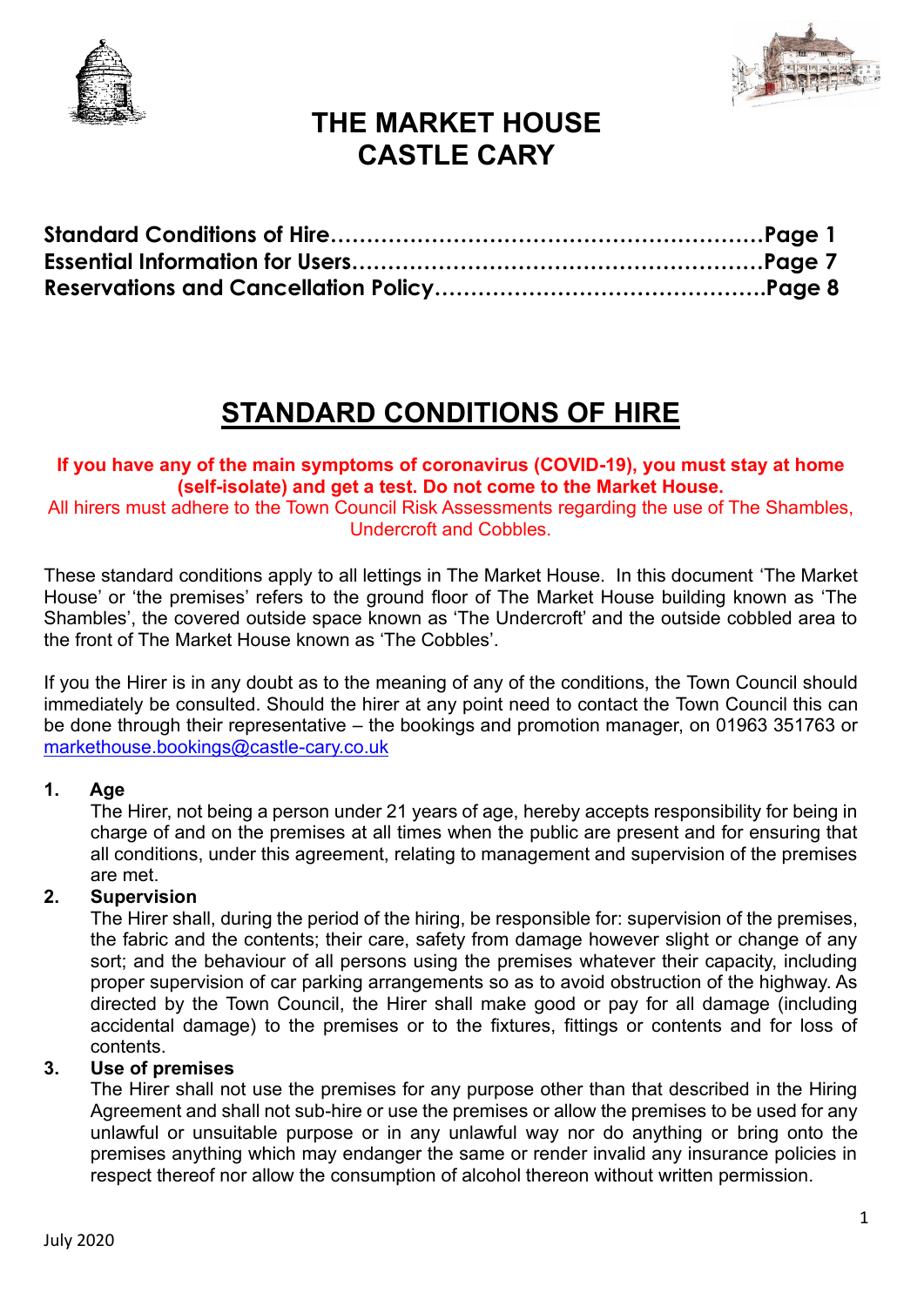# THE MARKET HOUSE
# CASTLE CARY

**Standard Conditions of Hire……………………………………………………Page 1**
**Essential Information for Users…………………………………………………Page 7**
**Reservations and Cancellation Policy……………………………………….Page 8**

## STANDARD CONDITIONS OF HIRE

**If you have any of the main symptoms of coronavirus (COVID-19), you must stay at home (self-isolate) and get a test. Do not come to the Market House.**
All hirers must adhere to the Town Council Risk Assessments regarding the use of The Shambles, Undercroft and Cobbles.

These standard conditions apply to all lettings in The Market House. In this document 'The Market House' or 'the premises' refers to the ground floor of The Market House building known as 'The Shambles', the covered outside space known as 'The Undercroft' and the outside cobbled area to the front of The Market House known as 'The Cobbles'.

If you the Hirer is in any doubt as to the meaning of any of the conditions, the Town Council should immediately be consulted. Should the hirer at any point need to contact the Town Council this can be done through their representative – the bookings and promotion manager, on 01963 351763 or markethouse.bookings@castle-cary.co.uk

**1. Age**
The Hirer, not being a person under 21 years of age, hereby accepts responsibility for being in charge of and on the premises at all times when the public are present and for ensuring that all conditions, under this agreement, relating to management and supervision of the premises are met.

**2. Supervision**
The Hirer shall, during the period of the hiring, be responsible for: supervision of the premises, the fabric and the contents; their care, safety from damage however slight or change of any sort; and the behaviour of all persons using the premises whatever their capacity, including proper supervision of car parking arrangements so as to avoid obstruction of the highway. As directed by the Town Council, the Hirer shall make good or pay for all damage (including accidental damage) to the premises or to the fixtures, fittings or contents and for loss of contents.

**3. Use of premises**
The Hirer shall not use the premises for any purpose other than that described in the Hiring Agreement and shall not sub-hire or use the premises or allow the premises to be used for any unlawful or unsuitable purpose or in any unlawful way nor do anything or bring onto the premises anything which may endanger the same or render invalid any insurance policies in respect thereof nor allow the consumption of alcohol thereon without written permission.

July 2020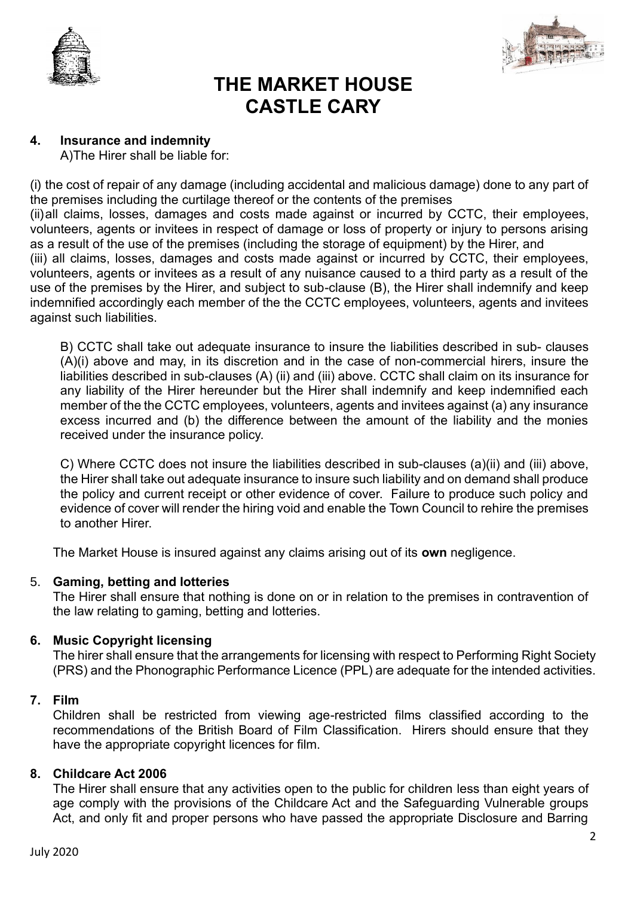# THE MARKET HOUSE CASTLE CARY

## 4. Insurance and indemnity

A)The Hirer shall be liable for:

(i) the cost of repair of any damage (including accidental and malicious damage) done to any part of the premises including the curtilage thereof or the contents of the premises
(ii)all claims, losses, damages and costs made against or incurred by CCTC, their employees, volunteers, agents or invitees in respect of damage or loss of property or injury to persons arising as a result of the use of the premises (including the storage of equipment) by the Hirer, and
(iii) all claims, losses, damages and costs made against or incurred by CCTC, their employees, volunteers, agents or invitees as a result of any nuisance caused to a third party as a result of the use of the premises by the Hirer, and subject to sub-clause (B), the Hirer shall indemnify and keep indemnified accordingly each member of the the CCTC employees, volunteers, agents and invitees against such liabilities.

B) CCTC shall take out adequate insurance to insure the liabilities described in sub- clauses (A)(i) above and may, in its discretion and in the case of non-commercial hirers, insure the liabilities described in sub-clauses (A) (ii) and (iii) above. CCTC shall claim on its insurance for any liability of the Hirer hereunder but the Hirer shall indemnify and keep indemnified each member of the the CCTC employees, volunteers, agents and invitees against (a) any insurance excess incurred and (b) the difference between the amount of the liability and the monies received under the insurance policy.

C) Where CCTC does not insure the liabilities described in sub-clauses (a)(ii) and (iii) above, the Hirer shall take out adequate insurance to insure such liability and on demand shall produce the policy and current receipt or other evidence of cover. Failure to produce such policy and evidence of cover will render the hiring void and enable the Town Council to rehire the premises to another Hirer.

The Market House is insured against any claims arising out of its **own** negligence.

## 5. Gaming, betting and lotteries

The Hirer shall ensure that nothing is done on or in relation to the premises in contravention of the law relating to gaming, betting and lotteries.

## 6. Music Copyright licensing

The hirer shall ensure that the arrangements for licensing with respect to Performing Right Society (PRS) and the Phonographic Performance Licence (PPL) are adequate for the intended activities.

## 7. Film

Children shall be restricted from viewing age-restricted films classified according to the recommendations of the British Board of Film Classification. Hirers should ensure that they have the appropriate copyright licences for film.

## 8. Childcare Act 2006

The Hirer shall ensure that any activities open to the public for children less than eight years of age comply with the provisions of the Childcare Act and the Safeguarding Vulnerable groups Act, and only fit and proper persons who have passed the appropriate Disclosure and Barring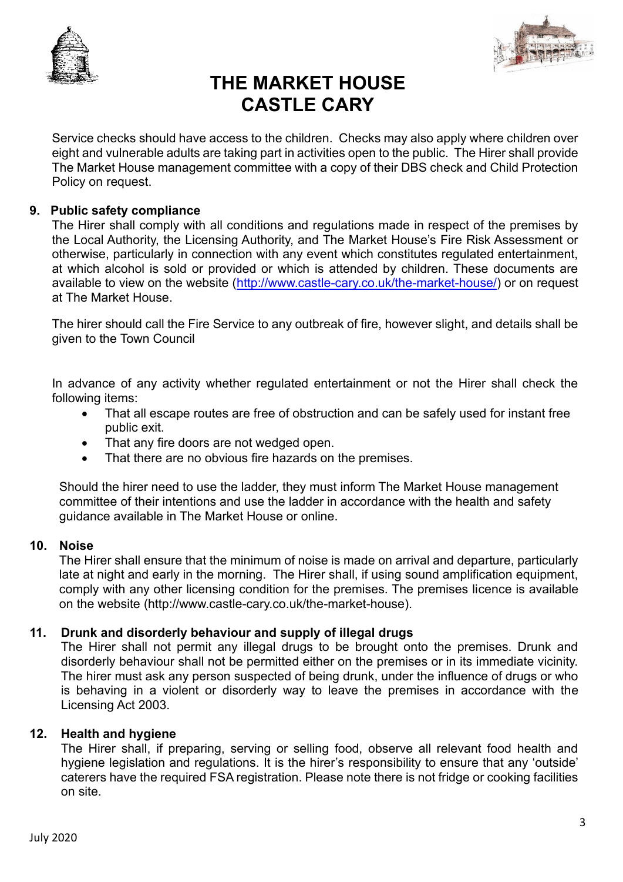Service checks should have access to the children. Checks may also apply where children over eight and vulnerable adults are taking part in activities open to the public. The Hirer shall provide The Market House management committee with a copy of their DBS check and Child Protection Policy on request.

## 9. Public safety compliance

The Hirer shall comply with all conditions and regulations made in respect of the premises by the Local Authority, the Licensing Authority, and The Market House's Fire Risk Assessment or otherwise, particularly in connection with any event which constitutes regulated entertainment, at which alcohol is sold or provided or which is attended by children. These documents are available to view on the website (http://www.castle-cary.co.uk/the-market-house/) or on request at The Market House.

The hirer should call the Fire Service to any outbreak of fire, however slight, and details shall be given to the Town Council

In advance of any activity whether regulated entertainment or not the Hirer shall check the following items:

- That all escape routes are free of obstruction and can be safely used for instant free public exit.
- That any fire doors are not wedged open.
- That there are no obvious fire hazards on the premises.

Should the hirer need to use the ladder, they must inform The Market House management committee of their intentions and use the ladder in accordance with the health and safety guidance available in The Market House or online.

## 10. Noise

The Hirer shall ensure that the minimum of noise is made on arrival and departure, particularly late at night and early in the morning. The Hirer shall, if using sound amplification equipment, comply with any other licensing condition for the premises. The premises licence is available on the website (http://www.castle-cary.co.uk/the-market-house).

## 11. Drunk and disorderly behaviour and supply of illegal drugs

The Hirer shall not permit any illegal drugs to be brought onto the premises. Drunk and disorderly behaviour shall not be permitted either on the premises or in its immediate vicinity. The hirer must ask any person suspected of being drunk, under the influence of drugs or who is behaving in a violent or disorderly way to leave the premises in accordance with the Licensing Act 2003.

## 12. Health and hygiene

The Hirer shall, if preparing, serving or selling food, observe all relevant food health and hygiene legislation and regulations. It is the hirer's responsibility to ensure that any 'outside' caterers have the required FSA registration. Please note there is not fridge or cooking facilities on site.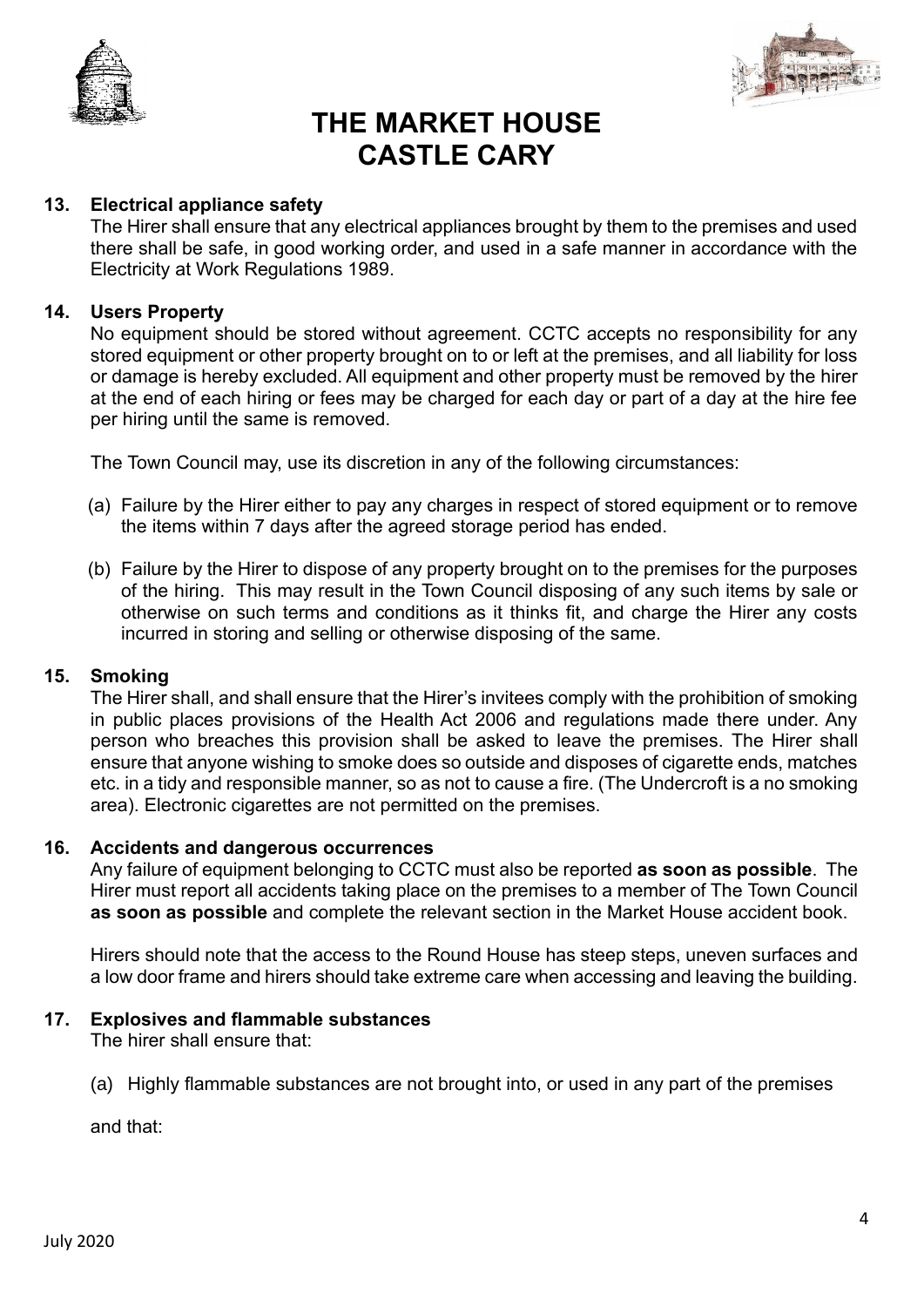# THE MARKET HOUSE CASTLE CARY

**13. Electrical appliance safety**

The Hirer shall ensure that any electrical appliances brought by them to the premises and used there shall be safe, in good working order, and used in a safe manner in accordance with the Electricity at Work Regulations 1989.

**14. Users Property**

No equipment should be stored without agreement. CCTC accepts no responsibility for any stored equipment or other property brought on to or left at the premises, and all liability for loss or damage is hereby excluded. All equipment and other property must be removed by the hirer at the end of each hiring or fees may be charged for each day or part of a day at the hire fee per hiring until the same is removed.

The Town Council may, use its discretion in any of the following circumstances:

(a) Failure by the Hirer either to pay any charges in respect of stored equipment or to remove the items within 7 days after the agreed storage period has ended.

(b) Failure by the Hirer to dispose of any property brought on to the premises for the purposes of the hiring. This may result in the Town Council disposing of any such items by sale or otherwise on such terms and conditions as it thinks fit, and charge the Hirer any costs incurred in storing and selling or otherwise disposing of the same.

**15. Smoking**

The Hirer shall, and shall ensure that the Hirer's invitees comply with the prohibition of smoking in public places provisions of the Health Act 2006 and regulations made there under. Any person who breaches this provision shall be asked to leave the premises. The Hirer shall ensure that anyone wishing to smoke does so outside and disposes of cigarette ends, matches etc. in a tidy and responsible manner, so as not to cause a fire. (The Undercroft is a no smoking area). Electronic cigarettes are not permitted on the premises.

**16. Accidents and dangerous occurrences**

Any failure of equipment belonging to CCTC must also be reported **as soon as possible**. The Hirer must report all accidents taking place on the premises to a member of The Town Council **as soon as possible** and complete the relevant section in the Market House accident book.

Hirers should note that the access to the Round House has steep steps, uneven surfaces and a low door frame and hirers should take extreme care when accessing and leaving the building.

**17. Explosives and flammable substances**

The hirer shall ensure that:

(a) Highly flammable substances are not brought into, or used in any part of the premises

and that: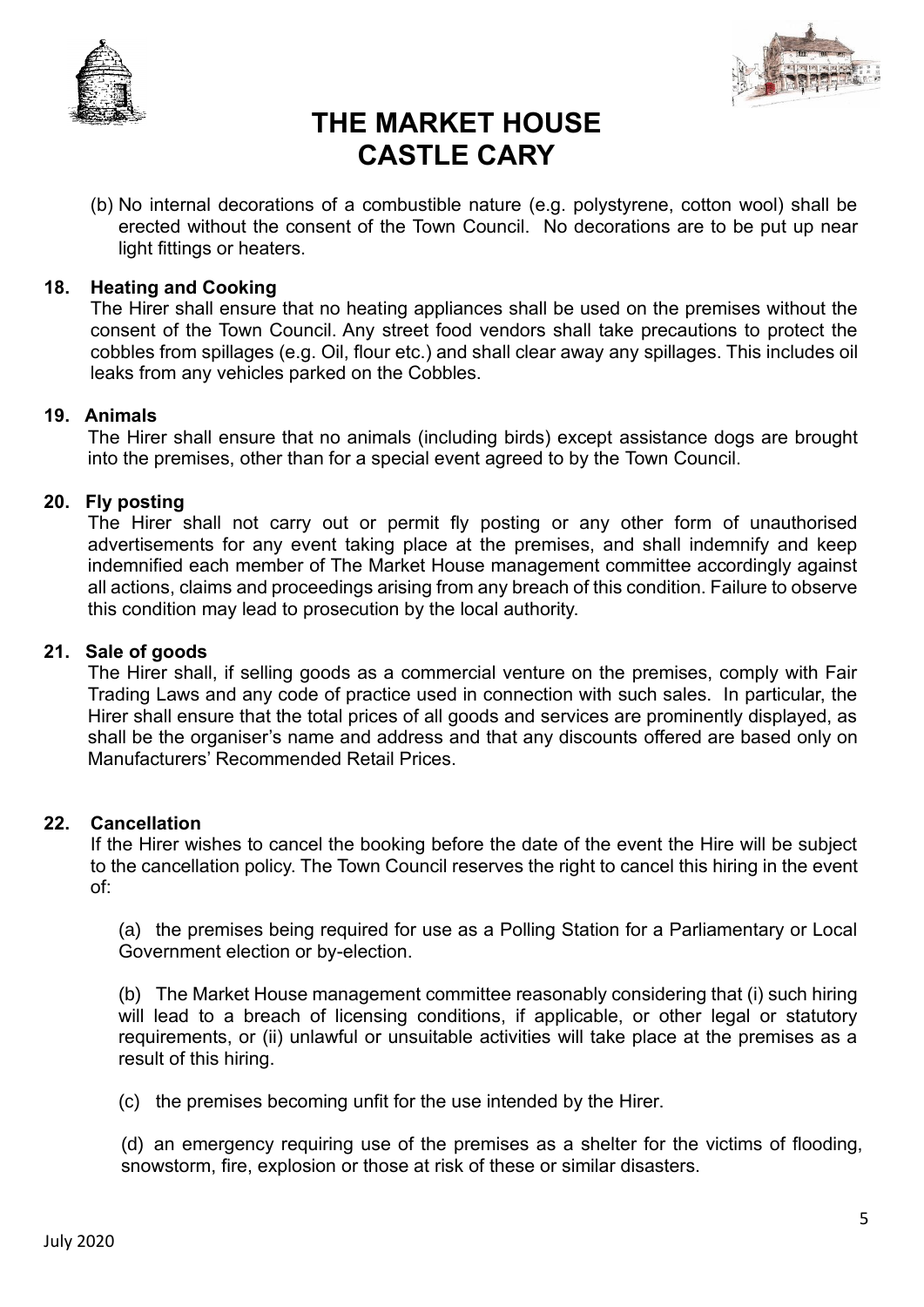(b) No internal decorations of a combustible nature (e.g. polystyrene, cotton wool) shall be erected without the consent of the Town Council. No decorations are to be put up near light fittings or heaters.

**18. Heating and Cooking**

The Hirer shall ensure that no heating appliances shall be used on the premises without the consent of the Town Council. Any street food vendors shall take precautions to protect the cobbles from spillages (e.g. Oil, flour etc.) and shall clear away any spillages. This includes oil leaks from any vehicles parked on the Cobbles.

**19. Animals**

The Hirer shall ensure that no animals (including birds) except assistance dogs are brought into the premises, other than for a special event agreed to by the Town Council.

**20. Fly posting**

The Hirer shall not carry out or permit fly posting or any other form of unauthorised advertisements for any event taking place at the premises, and shall indemnify and keep indemnified each member of The Market House management committee accordingly against all actions, claims and proceedings arising from any breach of this condition. Failure to observe this condition may lead to prosecution by the local authority.

**21. Sale of goods**

The Hirer shall, if selling goods as a commercial venture on the premises, comply with Fair Trading Laws and any code of practice used in connection with such sales. In particular, the Hirer shall ensure that the total prices of all goods and services are prominently displayed, as shall be the organiser's name and address and that any discounts offered are based only on Manufacturers' Recommended Retail Prices.

**22. Cancellation**

If the Hirer wishes to cancel the booking before the date of the event the Hire will be subject to the cancellation policy. The Town Council reserves the right to cancel this hiring in the event of:

(a) the premises being required for use as a Polling Station for a Parliamentary or Local Government election or by-election.

(b) The Market House management committee reasonably considering that (i) such hiring will lead to a breach of licensing conditions, if applicable, or other legal or statutory requirements, or (ii) unlawful or unsuitable activities will take place at the premises as a result of this hiring.

(c) the premises becoming unfit for the use intended by the Hirer.

(d) an emergency requiring use of the premises as a shelter for the victims of flooding, snowstorm, fire, explosion or those at risk of these or similar disasters.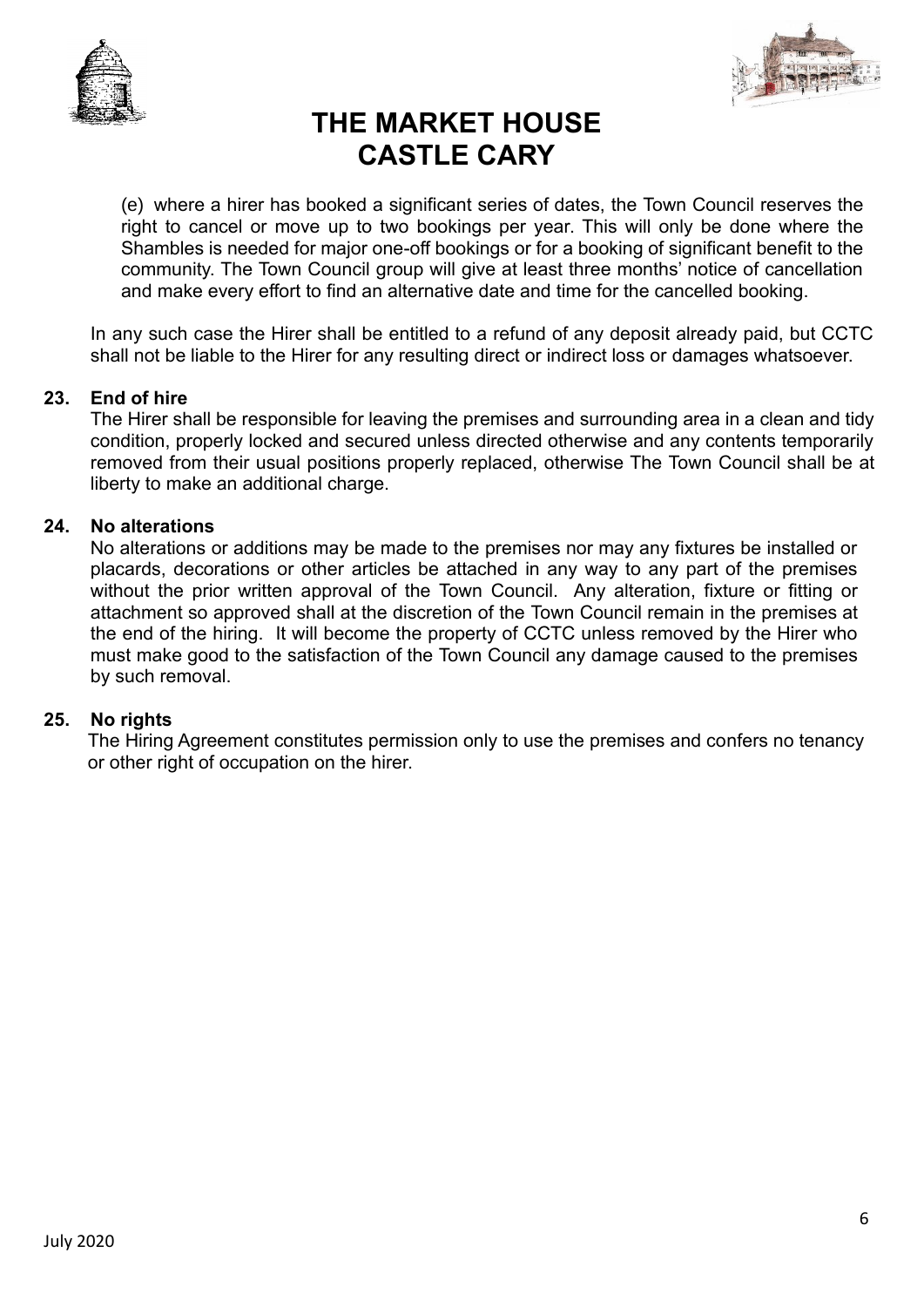(e) where a hirer has booked a significant series of dates, the Town Council reserves the right to cancel or move up to two bookings per year. This will only be done where the Shambles is needed for major one-off bookings or for a booking of significant benefit to the community. The Town Council group will give at least three months' notice of cancellation and make every effort to find an alternative date and time for the cancelled booking.

In any such case the Hirer shall be entitled to a refund of any deposit already paid, but CCTC shall not be liable to the Hirer for any resulting direct or indirect loss or damages whatsoever.

**23. End of hire**

The Hirer shall be responsible for leaving the premises and surrounding area in a clean and tidy condition, properly locked and secured unless directed otherwise and any contents temporarily removed from their usual positions properly replaced, otherwise The Town Council shall be at liberty to make an additional charge.

**24. No alterations**

No alterations or additions may be made to the premises nor may any fixtures be installed or placards, decorations or other articles be attached in any way to any part of the premises without the prior written approval of the Town Council. Any alteration, fixture or fitting or attachment so approved shall at the discretion of the Town Council remain in the premises at the end of the hiring. It will become the property of CCTC unless removed by the Hirer who must make good to the satisfaction of the Town Council any damage caused to the premises by such removal.

**25. No rights**

The Hiring Agreement constitutes permission only to use the premises and confers no tenancy or other right of occupation on the hirer.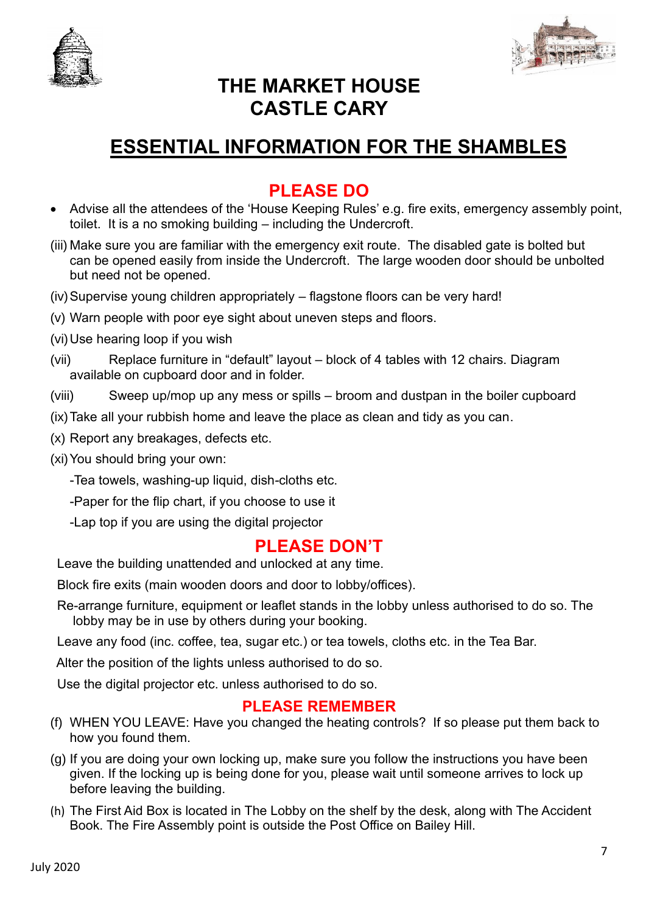# THE MARKET HOUSE
# CASTLE CARY

## ESSENTIAL INFORMATION FOR THE SHAMBLES

### PLEASE DO

- Advise all the attendees of the 'House Keeping Rules' e.g. fire exits, emergency assembly point, toilet. It is a no smoking building – including the Undercroft.

(iii) Make sure you are familiar with the emergency exit route. The disabled gate is bolted but can be opened easily from inside the Undercroft. The large wooden door should be unbolted but need not be opened.

(iv) Supervise young children appropriately – flagstone floors can be very hard!

(v) Warn people with poor eye sight about uneven steps and floors.

(vi) Use hearing loop if you wish

(vii) Replace furniture in "default" layout – block of 4 tables with 12 chairs. Diagram available on cupboard door and in folder.

(viii) Sweep up/mop up any mess or spills – broom and dustpan in the boiler cupboard

(ix) Take all your rubbish home and leave the place as clean and tidy as you can.

(x) Report any breakages, defects etc.

(xi) You should bring your own:

-Tea towels, washing-up liquid, dish-cloths etc.

-Paper for the flip chart, if you choose to use it

-Lap top if you are using the digital projector

### PLEASE DON'T

Leave the building unattended and unlocked at any time.

Block fire exits (main wooden doors and door to lobby/offices).

Re-arrange furniture, equipment or leaflet stands in the lobby unless authorised to do so. The lobby may be in use by others during your booking.

Leave any food (inc. coffee, tea, sugar etc.) or tea towels, cloths etc. in the Tea Bar.

Alter the position of the lights unless authorised to do so.

Use the digital projector etc. unless authorised to do so.

### PLEASE REMEMBER

(f) WHEN YOU LEAVE: Have you changed the heating controls? If so please put them back to how you found them.

(g) If you are doing your own locking up, make sure you follow the instructions you have been given. If the locking up is being done for you, please wait until someone arrives to lock up before leaving the building.

(h) The First Aid Box is located in The Lobby on the shelf by the desk, along with The Accident Book. The Fire Assembly point is outside the Post Office on Bailey Hill.

July 2020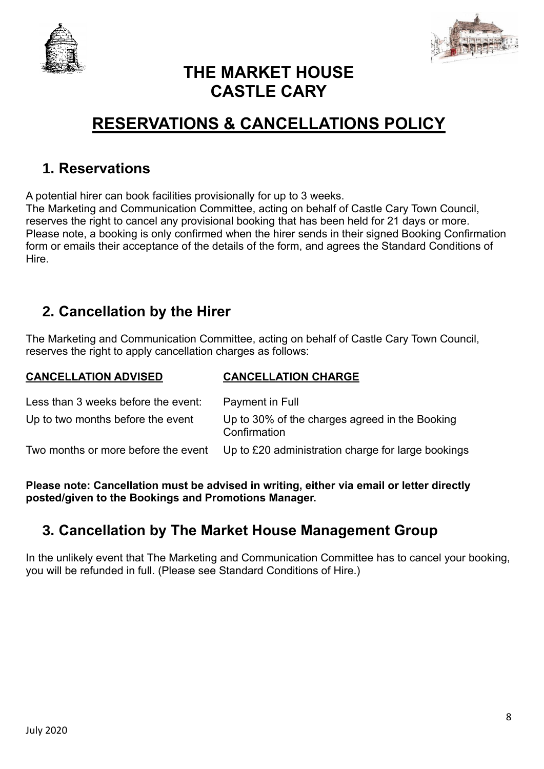# THE MARKET HOUSE CASTLE CARY

# RESERVATIONS & CANCELLATIONS POLICY

## 1. Reservations

A potential hirer can book facilities provisionally for up to 3 weeks.
The Marketing and Communication Committee, acting on behalf of Castle Cary Town Council, reserves the right to cancel any provisional booking that has been held for 21 days or more.
Please note, a booking is only confirmed when the hirer sends in their signed Booking Confirmation form or emails their acceptance of the details of the form, and agrees the Standard Conditions of Hire.

## 2. Cancellation by the Hirer

The Marketing and Communication Committee, acting on behalf of Castle Cary Town Council, reserves the right to apply cancellation charges as follows:

| CANCELLATION ADVISED | CANCELLATION CHARGE |
|---|---|
| Less than 3 weeks before the event: | Payment in Full |
| Up to two months before the event | Up to 30% of the charges agreed in the Booking Confirmation |
| Two months or more before the event | Up to £20 administration charge for large bookings |

**Please note: Cancellation must be advised in writing, either via email or letter directly posted/given to the Bookings and Promotions Manager.**

## 3. Cancellation by The Market House Management Group

In the unlikely event that The Marketing and Communication Committee has to cancel your booking, you will be refunded in full. (Please see Standard Conditions of Hire.)

July 2020